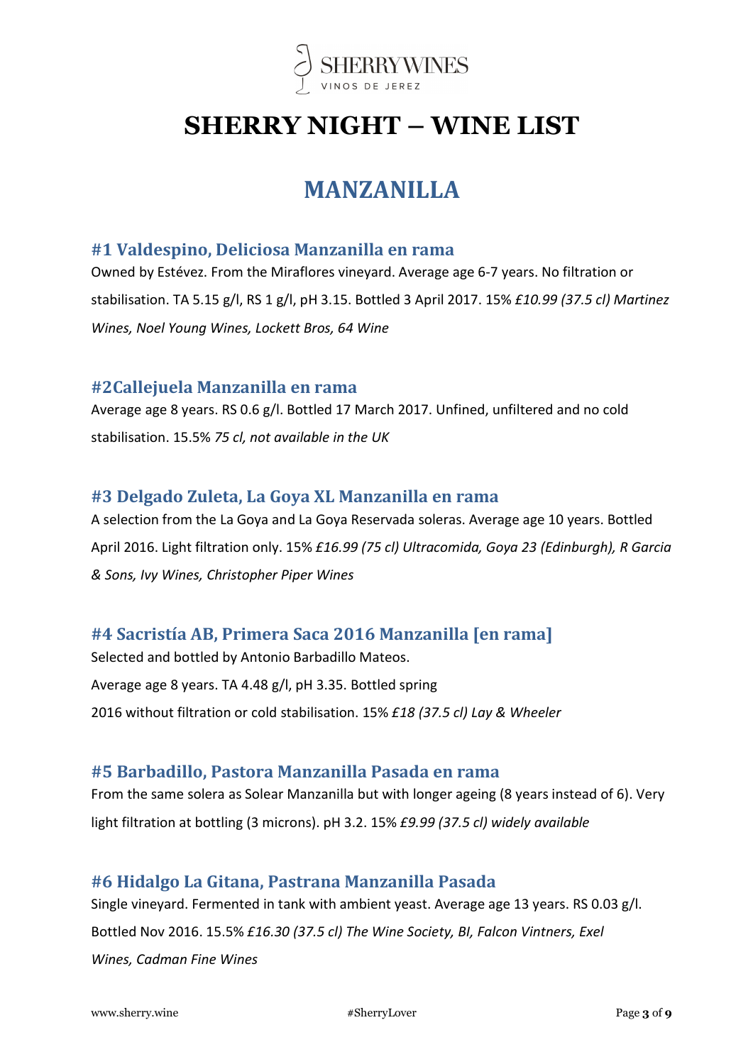# SHERRY NIGHT – WINE LIST

## MANZANILLA

### #1 Valdespino, Deliciosa Manzanilla en rama

Owned by Estévez. From the Miraflores vineyard. Average age 6-7 years. No filtration or stabilisation. TA 5.15 g/l, RS 1 g/l, pH 3.15. Bottled 3 April 2017. 15% *£10.99 (37.5 cl) Martinez Wines, Noel Young Wines, Lockett Bros, 64 Wine*

### #2Callejuela Manzanilla en rama

Average age 8 years. RS 0.6 g/l. Bottled 17 March 2017. Unfined, unfiltered and no cold stabilisation. 15.5% *75 cl, not available in the UK*

### #3 Delgado Zuleta, La Goya XL Manzanilla en rama

A selection from the La Goya and La Goya Reservada soleras. Average age 10 years. Bottled April 2016. Light filtration only. 15% *£16.99 (75 cl) Ultracomida, Goya 23 (Edinburgh), R Garcia & Sons, Ivy Wines, Christopher Piper Wines*

### #4 Sacristía AB, Primera Saca 2016 Manzanilla [en rama]

Selected and bottled by Antonio Barbadillo Mateos.
Average age 8 years. TA 4.48 g/l, pH 3.35. Bottled spring
2016 without filtration or cold stabilisation. 15% *£18 (37.5 cl) Lay & Wheeler*

### #5 Barbadillo, Pastora Manzanilla Pasada en rama

From the same solera as Solear Manzanilla but with longer ageing (8 years instead of 6). Very light filtration at bottling (3 microns). pH 3.2. 15% *£9.99 (37.5 cl) widely available*

### #6 Hidalgo La Gitana, Pastrana Manzanilla Pasada

Single vineyard. Fermented in tank with ambient yeast. Average age 13 years. RS 0.03 g/l. Bottled Nov 2016. 15.5% *£16.30 (37.5 cl) The Wine Society, BI, Falcon Vintners, Exel Wines, Cadman Fine Wines*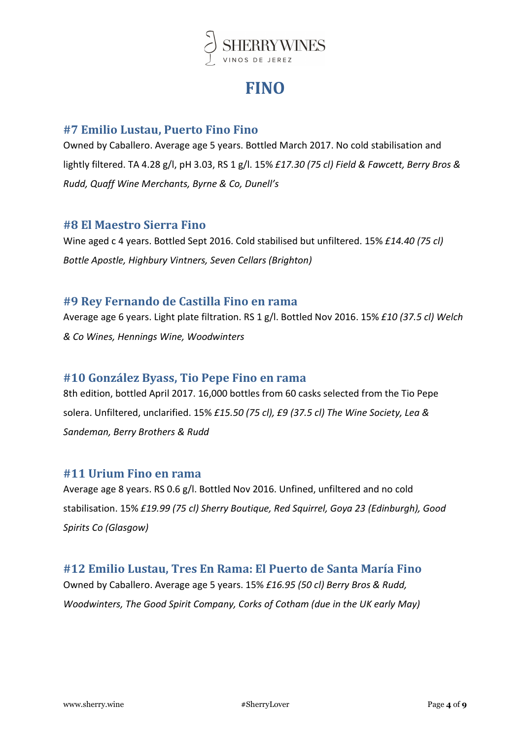# FINO

### #7 Emilio Lustau, Puerto Fino Fino

Owned by Caballero. Average age 5 years. Bottled March 2017. No cold stabilisation and lightly filtered. TA 4.28 g/l, pH 3.03, RS 1 g/l. 15% *£17.30 (75 cl) Field & Fawcett, Berry Bros & Rudd, Quaff Wine Merchants, Byrne & Co, Dunell's*

### #8 El Maestro Sierra Fino

Wine aged c 4 years. Bottled Sept 2016. Cold stabilised but unfiltered. 15% *£14.40 (75 cl) Bottle Apostle, Highbury Vintners, Seven Cellars (Brighton)*

### #9 Rey Fernando de Castilla Fino en rama

Average age 6 years. Light plate filtration. RS 1 g/l. Bottled Nov 2016. 15% *£10 (37.5 cl) Welch & Co Wines, Hennings Wine, Woodwinters*

### #10 González Byass, Tio Pepe Fino en rama

8th edition, bottled April 2017. 16,000 bottles from 60 casks selected from the Tio Pepe solera. Unfiltered, unclarified. 15% *£15.50 (75 cl), £9 (37.5 cl) The Wine Society, Lea & Sandeman, Berry Brothers & Rudd*

### #11 Urium Fino en rama

Average age 8 years. RS 0.6 g/l. Bottled Nov 2016. Unfined, unfiltered and no cold stabilisation. 15% *£19.99 (75 cl) Sherry Boutique, Red Squirrel, Goya 23 (Edinburgh), Good Spirits Co (Glasgow)*

### #12 Emilio Lustau, Tres En Rama: El Puerto de Santa María Fino

Owned by Caballero. Average age 5 years. 15% *£16.95 (50 cl) Berry Bros & Rudd, Woodwinters, The Good Spirit Company, Corks of Cotham (due in the UK early May)*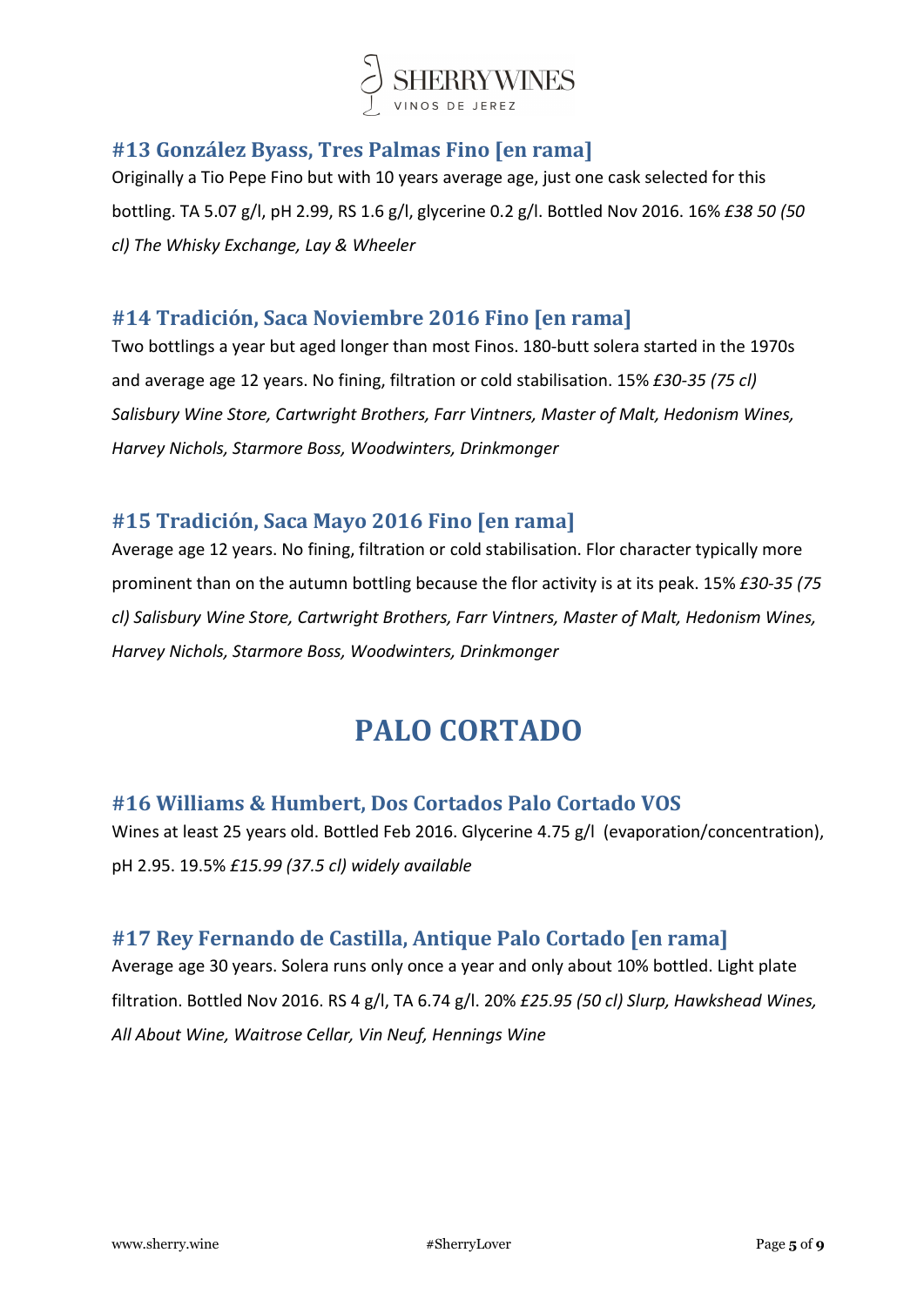### #13 González Byass, Tres Palmas Fino [en rama]

Originally a Tio Pepe Fino but with 10 years average age, just one cask selected for this bottling. TA 5.07 g/l, pH 2.99, RS 1.6 g/l, glycerine 0.2 g/l. Bottled Nov 2016. 16% *£38 50 (50 cl) The Whisky Exchange, Lay & Wheeler*

### #14 Tradición, Saca Noviembre 2016 Fino [en rama]

Two bottlings a year but aged longer than most Finos. 180-butt solera started in the 1970s and average age 12 years. No fining, filtration or cold stabilisation. 15% *£30-35 (75 cl) Salisbury Wine Store, Cartwright Brothers, Farr Vintners, Master of Malt, Hedonism Wines, Harvey Nichols, Starmore Boss, Woodwinters, Drinkmonger*

### #15 Tradición, Saca Mayo 2016 Fino [en rama]

Average age 12 years. No fining, filtration or cold stabilisation. Flor character typically more prominent than on the autumn bottling because the flor activity is at its peak. 15% *£30-35 (75 cl) Salisbury Wine Store, Cartwright Brothers, Farr Vintners, Master of Malt, Hedonism Wines, Harvey Nichols, Starmore Boss, Woodwinters, Drinkmonger*

## PALO CORTADO

### #16 Williams & Humbert, Dos Cortados Palo Cortado VOS

Wines at least 25 years old. Bottled Feb 2016. Glycerine 4.75 g/l (evaporation/concentration), pH 2.95. 19.5% *£15.99 (37.5 cl) widely available*

### #17 Rey Fernando de Castilla, Antique Palo Cortado [en rama]

Average age 30 years. Solera runs only once a year and only about 10% bottled. Light plate filtration. Bottled Nov 2016. RS 4 g/l, TA 6.74 g/l. 20% *£25.95 (50 cl) Slurp, Hawkshead Wines, All About Wine, Waitrose Cellar, Vin Neuf, Hennings Wine*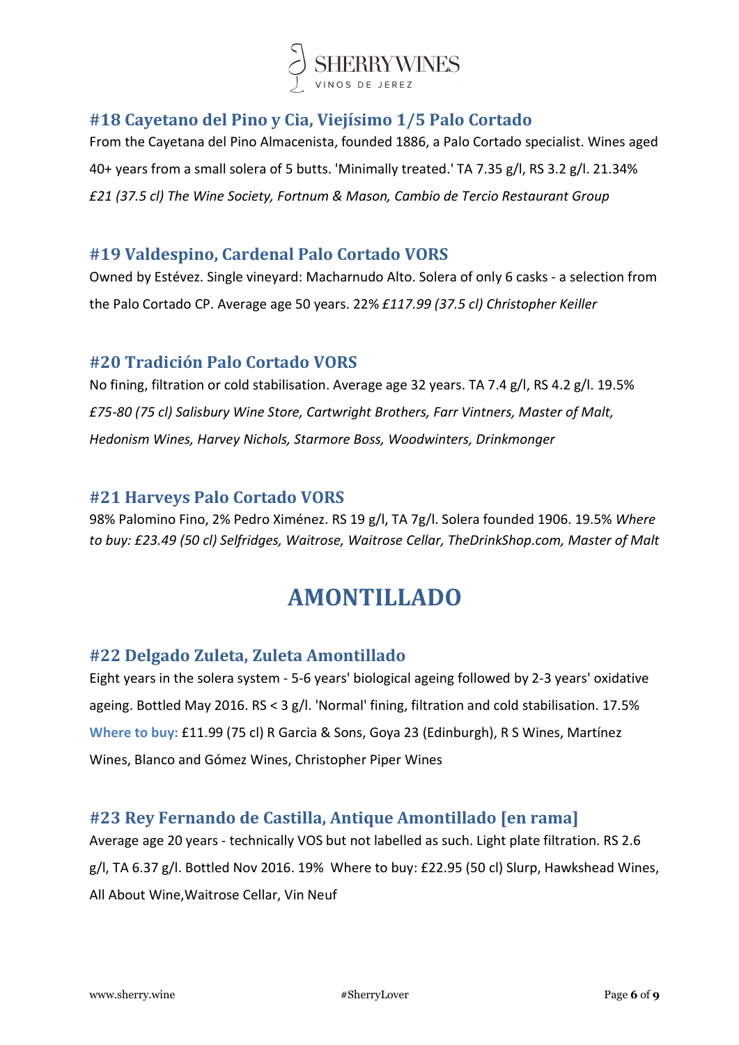### #18 Cayetano del Pino y Cia, Viejísimo 1/5 Palo Cortado

From the Cayetana del Pino Almacenista, founded 1886, a Palo Cortado specialist. Wines aged 40+ years from a small solera of 5 butts. 'Minimally treated.' TA 7.35 g/l, RS 3.2 g/l. 21.34%
*£21 (37.5 cl) The Wine Society, Fortnum & Mason, Cambio de Tercio Restaurant Group*

### #19 Valdespino, Cardenal Palo Cortado VORS

Owned by Estévez. Single vineyard: Macharnudo Alto. Solera of only 6 casks - a selection from the Palo Cortado CP. Average age 50 years. 22% *£117.99 (37.5 cl) Christopher Keiller*

### #20 Tradición Palo Cortado VORS

No fining, filtration or cold stabilisation. Average age 32 years. TA 7.4 g/l, RS 4.2 g/l. 19.5%
*£75-80 (75 cl) Salisbury Wine Store, Cartwright Brothers, Farr Vintners, Master of Malt, Hedonism Wines, Harvey Nichols, Starmore Boss, Woodwinters, Drinkmonger*

### #21 Harveys Palo Cortado VORS

98% Palomino Fino, 2% Pedro Ximénez. RS 19 g/l, TA 7g/l. Solera founded 1906. 19.5% *Where to buy: £23.49 (50 cl) Selfridges, Waitrose, Waitrose Cellar, TheDrinkShop.com, Master of Malt*

## AMONTILLADO

### #22 Delgado Zuleta, Zuleta Amontillado

Eight years in the solera system - 5-6 years' biological ageing followed by 2-3 years' oxidative ageing. Bottled May 2016. RS < 3 g/l. 'Normal' fining, filtration and cold stabilisation. 17.5%
**Where to buy:** £11.99 (75 cl) R Garcia & Sons, Goya 23 (Edinburgh), R S Wines, Martínez Wines, Blanco and Gómez Wines, Christopher Piper Wines

### #23 Rey Fernando de Castilla, Antique Amontillado [en rama]

Average age 20 years - technically VOS but not labelled as such. Light plate filtration. RS 2.6 g/l, TA 6.37 g/l. Bottled Nov 2016. 19% Where to buy: £22.95 (50 cl) Slurp, Hawkshead Wines, All About Wine,Waitrose Cellar, Vin Neuf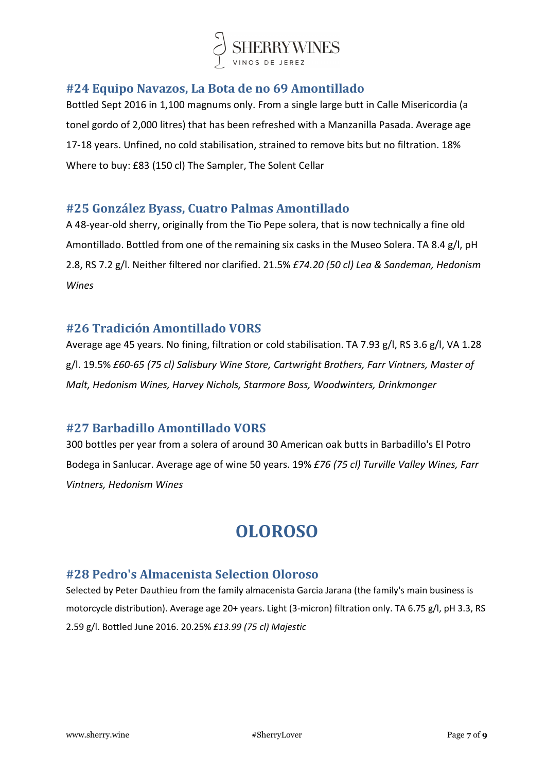### #24 Equipo Navazos, La Bota de no 69 Amontillado

Bottled Sept 2016 in 1,100 magnums only. From a single large butt in Calle Misericordia (a tonel gordo of 2,000 litres) that has been refreshed with a Manzanilla Pasada. Average age 17-18 years. Unfined, no cold stabilisation, strained to remove bits but no filtration. 18%
Where to buy: £83 (150 cl) The Sampler, The Solent Cellar

### #25 González Byass, Cuatro Palmas Amontillado

A 48-year-old sherry, originally from the Tio Pepe solera, that is now technically a fine old Amontillado. Bottled from one of the remaining six casks in the Museo Solera. TA 8.4 g/l, pH 2.8, RS 7.2 g/l. Neither filtered nor clarified. 21.5% *£74.20 (50 cl) Lea & Sandeman, Hedonism Wines*

### #26 Tradición Amontillado VORS

Average age 45 years. No fining, filtration or cold stabilisation. TA 7.93 g/l, RS 3.6 g/l, VA 1.28 g/l. 19.5% *£60-65 (75 cl) Salisbury Wine Store, Cartwright Brothers, Farr Vintners, Master of Malt, Hedonism Wines, Harvey Nichols, Starmore Boss, Woodwinters, Drinkmonger*

### #27 Barbadillo Amontillado VORS

300 bottles per year from a solera of around 30 American oak butts in Barbadillo's El Potro Bodega in Sanlucar. Average age of wine 50 years. 19% *£76 (75 cl) Turville Valley Wines, Farr Vintners, Hedonism Wines*

## OLOROSO

### #28 Pedro's Almacenista Selection Oloroso

Selected by Peter Dauthieu from the family almacenista Garcia Jarana (the family's main business is motorcycle distribution). Average age 20+ years. Light (3-micron) filtration only. TA 6.75 g/l, pH 3.3, RS 2.59 g/l. Bottled June 2016. 20.25% *£13.99 (75 cl) Majestic*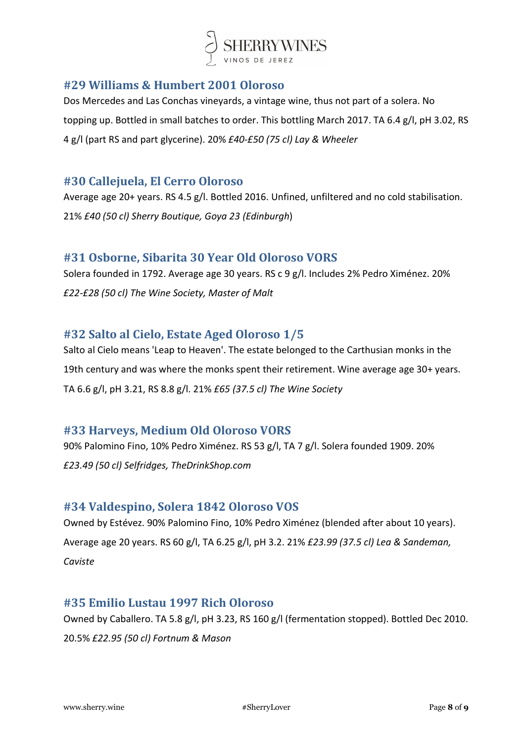## #29 Williams & Humbert 2001 Oloroso

Dos Mercedes and Las Conchas vineyards, a vintage wine, thus not part of a solera. No topping up. Bottled in small batches to order. This bottling March 2017. TA 6.4 g/l, pH 3.02, RS 4 g/l (part RS and part glycerine). 20% *£40-£50 (75 cl) Lay & Wheeler*

## #30 Callejuela, El Cerro Oloroso

Average age 20+ years. RS 4.5 g/l. Bottled 2016. Unfined, unfiltered and no cold stabilisation. 21% *£40 (50 cl) Sherry Boutique, Goya 23 (Edinburgh*)

## #31 Osborne, Sibarita 30 Year Old Oloroso VORS

Solera founded in 1792. Average age 30 years. RS c 9 g/l. Includes 2% Pedro Ximénez. 20% *£22-£28 (50 cl) The Wine Society, Master of Malt*

## #32 Salto al Cielo, Estate Aged Oloroso 1/5

Salto al Cielo means 'Leap to Heaven'. The estate belonged to the Carthusian monks in the 19th century and was where the monks spent their retirement. Wine average age 30+ years. TA 6.6 g/l, pH 3.21, RS 8.8 g/l. 21% *£65 (37.5 cl) The Wine Society*

## #33 Harveys, Medium Old Oloroso VORS

90% Palomino Fino, 10% Pedro Ximénez. RS 53 g/l, TA 7 g/l. Solera founded 1909. 20% *£23.49 (50 cl) Selfridges, TheDrinkShop.com*

## #34 Valdespino, Solera 1842 Oloroso VOS

Owned by Estévez. 90% Palomino Fino, 10% Pedro Ximénez (blended after about 10 years). Average age 20 years. RS 60 g/l, TA 6.25 g/l, pH 3.2. 21% *£23.99 (37.5 cl) Lea & Sandeman, Caviste*

## #35 Emilio Lustau 1997 Rich Oloroso

Owned by Caballero. TA 5.8 g/l, pH 3.23, RS 160 g/l (fermentation stopped). Bottled Dec 2010. 20.5% *£22.95 (50 cl) Fortnum & Mason*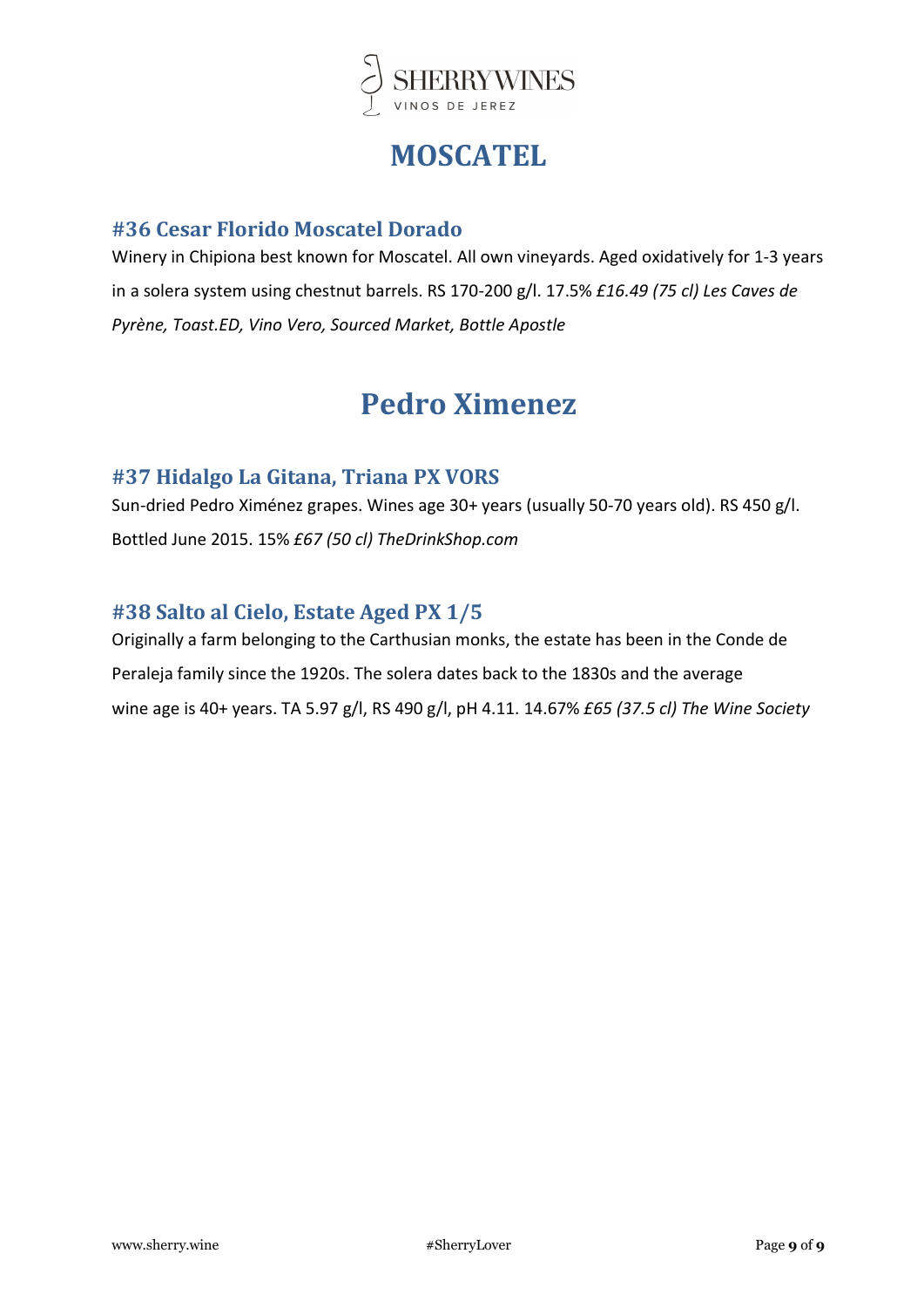# MOSCATEL

### #36 Cesar Florido Moscatel Dorado

Winery in Chipiona best known for Moscatel. All own vineyards. Aged oxidatively for 1-3 years in a solera system using chestnut barrels. RS 170-200 g/l. 17.5% *£16.49 (75 cl) Les Caves de Pyrène, Toast.ED, Vino Vero, Sourced Market, Bottle Apostle*

# Pedro Ximenez

### #37 Hidalgo La Gitana, Triana PX VORS

Sun-dried Pedro Ximénez grapes. Wines age 30+ years (usually 50-70 years old). RS 450 g/l. Bottled June 2015. 15% *£67 (50 cl) TheDrinkShop.com*

### #38 Salto al Cielo, Estate Aged PX 1/5

Originally a farm belonging to the Carthusian monks, the estate has been in the Conde de Peraleja family since the 1920s. The solera dates back to the 1830s and the average wine age is 40+ years. TA 5.97 g/l, RS 490 g/l, pH 4.11. 14.67% *£65 (37.5 cl) The Wine Society*